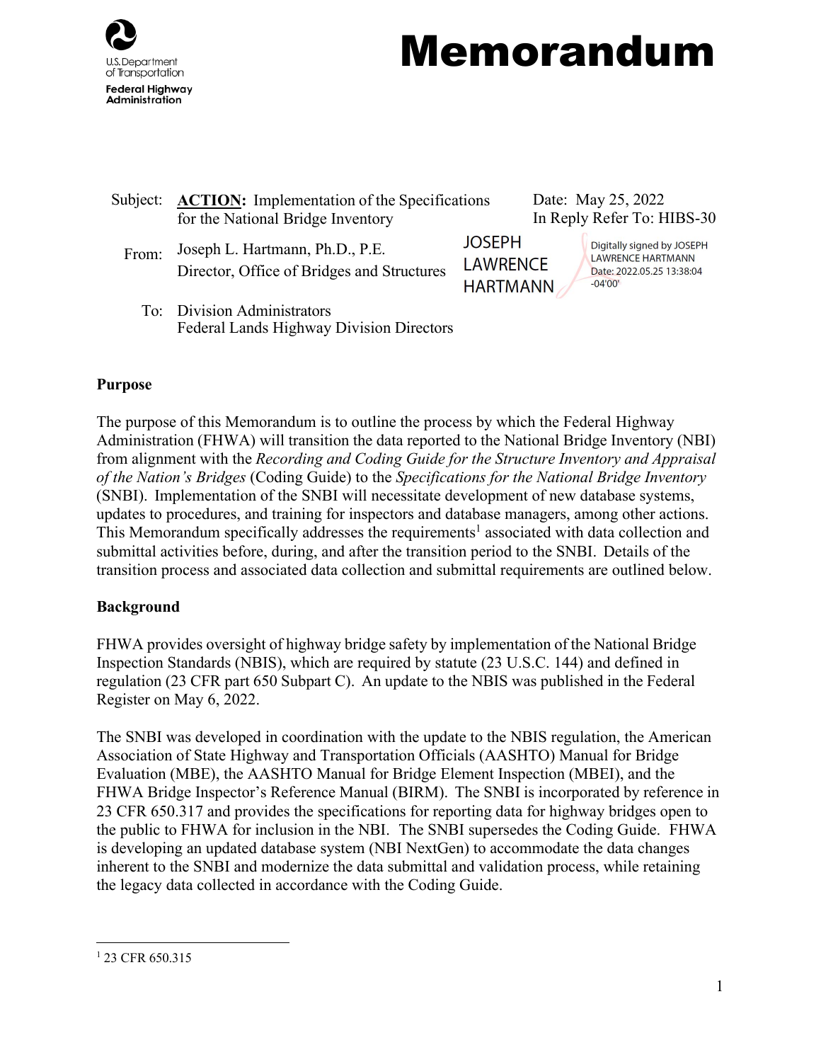U.S. Department of Transportation
Federal Highway Administration

# Memorandum

Subject: **ACTION:** Implementation of the Specifications for the National Bridge Inventory

Date: May 25, 2022

In Reply Refer To: HIBS-30

From: Joseph L. Hartmann, Ph.D., P.E.
Director, Office of Bridges and Structures

JOSEPH LAWRENCE HARTMANN

Digitally signed by JOSEPH LAWRENCE HARTMANN
Date: 2022.05.25 13:38:04 -04'00'

To: Division Administrators
Federal Lands Highway Division Directors

**Purpose**

The purpose of this Memorandum is to outline the process by which the Federal Highway Administration (FHWA) will transition the data reported to the National Bridge Inventory (NBI) from alignment with the *Recording and Coding Guide for the Structure Inventory and Appraisal of the Nation's Bridges* (Coding Guide) to the *Specifications for the National Bridge Inventory* (SNBI). Implementation of the SNBI will necessitate development of new database systems, updates to procedures, and training for inspectors and database managers, among other actions. This Memorandum specifically addresses the requirements[1] associated with data collection and submittal activities before, during, and after the transition period to the SNBI. Details of the transition process and associated data collection and submittal requirements are outlined below.

**Background**

FHWA provides oversight of highway bridge safety by implementation of the National Bridge Inspection Standards (NBIS), which are required by statute (23 U.S.C. 144) and defined in regulation (23 CFR part 650 Subpart C). An update to the NBIS was published in the Federal Register on May 6, 2022.

The SNBI was developed in coordination with the update to the NBIS regulation, the American Association of State Highway and Transportation Officials (AASHTO) Manual for Bridge Evaluation (MBE), the AASHTO Manual for Bridge Element Inspection (MBEI), and the FHWA Bridge Inspector's Reference Manual (BIRM). The SNBI is incorporated by reference in 23 CFR 650.317 and provides the specifications for reporting data for highway bridges open to the public to FHWA for inclusion in the NBI. The SNBI supersedes the Coding Guide. FHWA is developing an updated database system (NBI NextGen) to accommodate the data changes inherent to the SNBI and modernize the data submittal and validation process, while retaining the legacy data collected in accordance with the Coding Guide.

---

[1] 23 CFR 650.315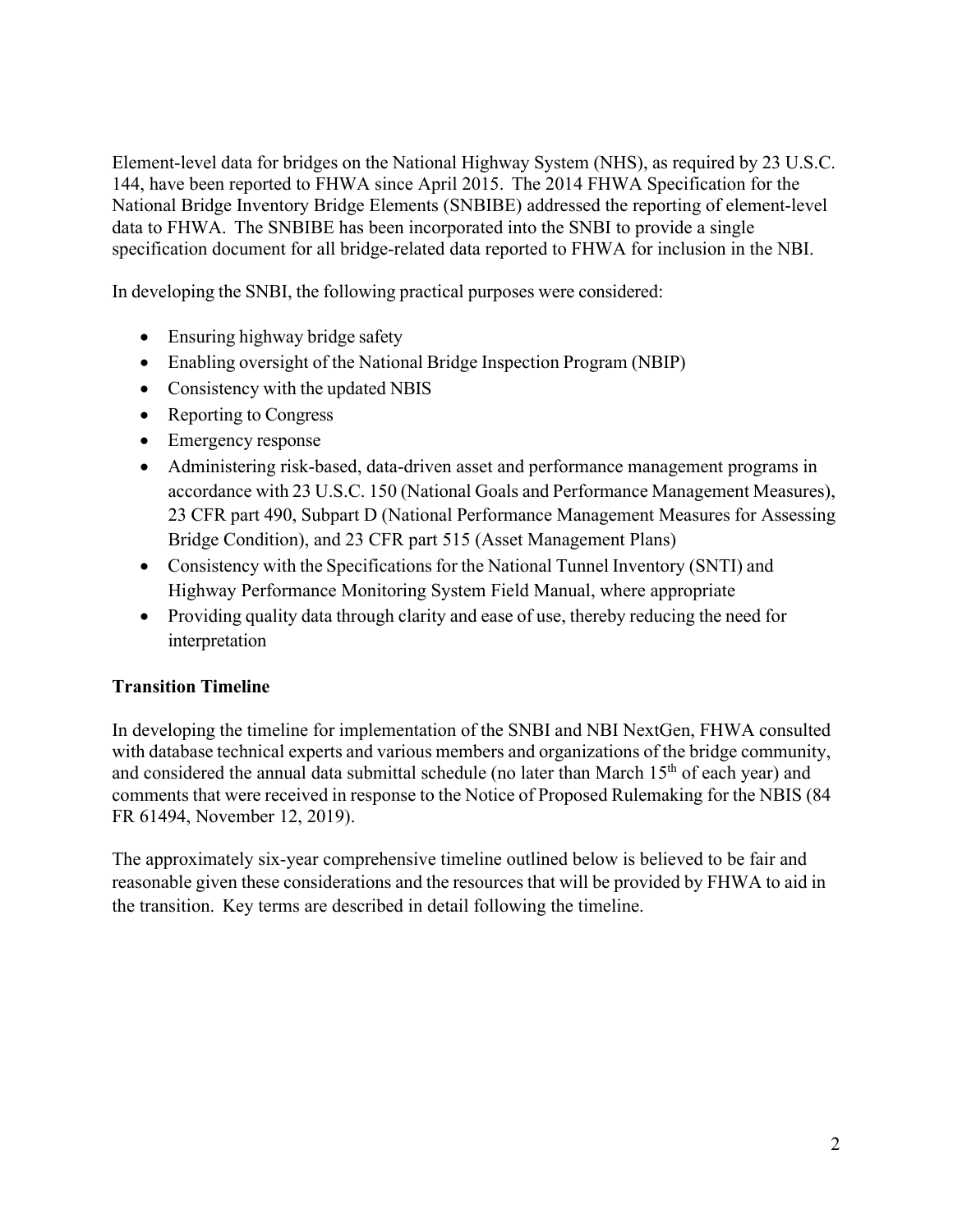Element-level data for bridges on the National Highway System (NHS), as required by 23 U.S.C. 144, have been reported to FHWA since April 2015. The 2014 FHWA Specification for the National Bridge Inventory Bridge Elements (SNBIBE) addressed the reporting of element-level data to FHWA. The SNBIBE has been incorporated into the SNBI to provide a single specification document for all bridge-related data reported to FHWA for inclusion in the NBI.

In developing the SNBI, the following practical purposes were considered:

- Ensuring highway bridge safety
- Enabling oversight of the National Bridge Inspection Program (NBIP)
- Consistency with the updated NBIS
- Reporting to Congress
- Emergency response
- Administering risk-based, data-driven asset and performance management programs in accordance with 23 U.S.C. 150 (National Goals and Performance Management Measures), 23 CFR part 490, Subpart D (National Performance Management Measures for Assessing Bridge Condition), and 23 CFR part 515 (Asset Management Plans)
- Consistency with the Specifications for the National Tunnel Inventory (SNTI) and Highway Performance Monitoring System Field Manual, where appropriate
- Providing quality data through clarity and ease of use, thereby reducing the need for interpretation

**Transition Timeline**

In developing the timeline for implementation of the SNBI and NBI NextGen, FHWA consulted with database technical experts and various members and organizations of the bridge community, and considered the annual data submittal schedule (no later than March 15th of each year) and comments that were received in response to the Notice of Proposed Rulemaking for the NBIS (84 FR 61494, November 12, 2019).

The approximately six-year comprehensive timeline outlined below is believed to be fair and reasonable given these considerations and the resources that will be provided by FHWA to aid in the transition. Key terms are described in detail following the timeline.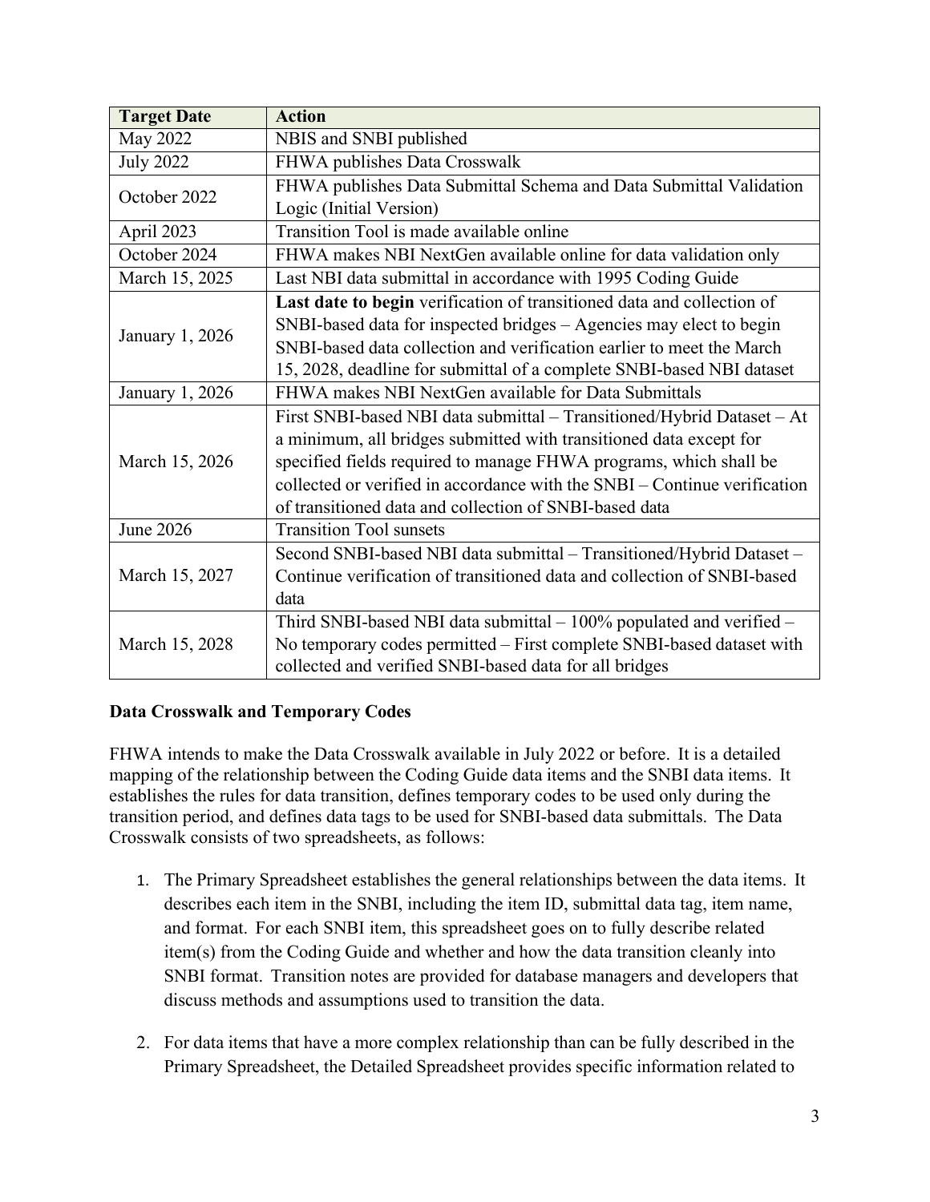| Target Date | Action |
|---|---|
| May 2022 | NBIS and SNBI published |
| July 2022 | FHWA publishes Data Crosswalk |
| October 2022 | FHWA publishes Data Submittal Schema and Data Submittal Validation Logic (Initial Version) |
| April 2023 | Transition Tool is made available online |
| October 2024 | FHWA makes NBI NextGen available online for data validation only |
| March 15, 2025 | Last NBI data submittal in accordance with 1995 Coding Guide |
| January 1, 2026 | **Last date to begin** verification of transitioned data and collection of SNBI-based data for inspected bridges – Agencies may elect to begin SNBI-based data collection and verification earlier to meet the March 15, 2028, deadline for submittal of a complete SNBI-based NBI dataset |
| January 1, 2026 | FHWA makes NBI NextGen available for Data Submittals |
| March 15, 2026 | First SNBI-based NBI data submittal – Transitioned/Hybrid Dataset – At a minimum, all bridges submitted with transitioned data except for specified fields required to manage FHWA programs, which shall be collected or verified in accordance with the SNBI – Continue verification of transitioned data and collection of SNBI-based data |
| June 2026 | Transition Tool sunsets |
| March 15, 2027 | Second SNBI-based NBI data submittal – Transitioned/Hybrid Dataset – Continue verification of transitioned data and collection of SNBI-based data |
| March 15, 2028 | Third SNBI-based NBI data submittal – 100% populated and verified – No temporary codes permitted – First complete SNBI-based dataset with collected and verified SNBI-based data for all bridges |

**Data Crosswalk and Temporary Codes**

FHWA intends to make the Data Crosswalk available in July 2022 or before. It is a detailed mapping of the relationship between the Coding Guide data items and the SNBI data items. It establishes the rules for data transition, defines temporary codes to be used only during the transition period, and defines data tags to be used for SNBI-based data submittals. The Data Crosswalk consists of two spreadsheets, as follows:

1. The Primary Spreadsheet establishes the general relationships between the data items. It describes each item in the SNBI, including the item ID, submittal data tag, item name, and format. For each SNBI item, this spreadsheet goes on to fully describe related item(s) from the Coding Guide and whether and how the data transition cleanly into SNBI format. Transition notes are provided for database managers and developers that discuss methods and assumptions used to transition the data.

2. For data items that have a more complex relationship than can be fully described in the Primary Spreadsheet, the Detailed Spreadsheet provides specific information related to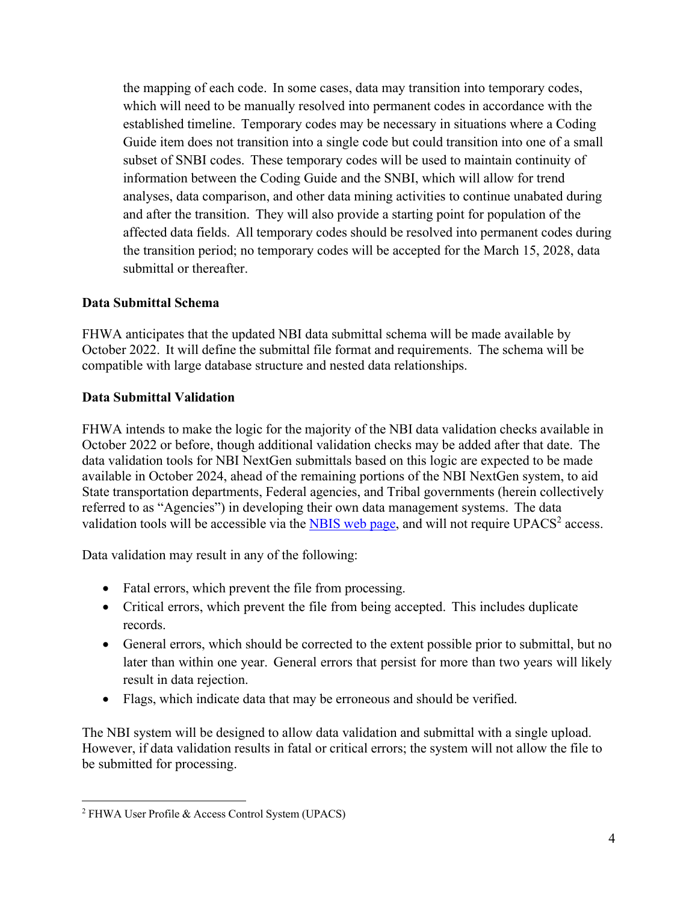the mapping of each code. In some cases, data may transition into temporary codes, which will need to be manually resolved into permanent codes in accordance with the established timeline. Temporary codes may be necessary in situations where a Coding Guide item does not transition into a single code but could transition into one of a small subset of SNBI codes. These temporary codes will be used to maintain continuity of information between the Coding Guide and the SNBI, which will allow for trend analyses, data comparison, and other data mining activities to continue unabated during and after the transition. They will also provide a starting point for population of the affected data fields. All temporary codes should be resolved into permanent codes during the transition period; no temporary codes will be accepted for the March 15, 2028, data submittal or thereafter.

**Data Submittal Schema**

FHWA anticipates that the updated NBI data submittal schema will be made available by October 2022. It will define the submittal file format and requirements. The schema will be compatible with large database structure and nested data relationships.

**Data Submittal Validation**

FHWA intends to make the logic for the majority of the NBI data validation checks available in October 2022 or before, though additional validation checks may be added after that date. The data validation tools for NBI NextGen submittals based on this logic are expected to be made available in October 2024, ahead of the remaining portions of the NBI NextGen system, to aid State transportation departments, Federal agencies, and Tribal governments (herein collectively referred to as "Agencies") in developing their own data management systems. The data validation tools will be accessible via the NBIS web page, and will not require UPACS[2] access.

Data validation may result in any of the following:

- Fatal errors, which prevent the file from processing.
- Critical errors, which prevent the file from being accepted. This includes duplicate records.
- General errors, which should be corrected to the extent possible prior to submittal, but no later than within one year. General errors that persist for more than two years will likely result in data rejection.
- Flags, which indicate data that may be erroneous and should be verified.

The NBI system will be designed to allow data validation and submittal with a single upload. However, if data validation results in fatal or critical errors; the system will not allow the file to be submitted for processing.

[2] FHWA User Profile & Access Control System (UPACS)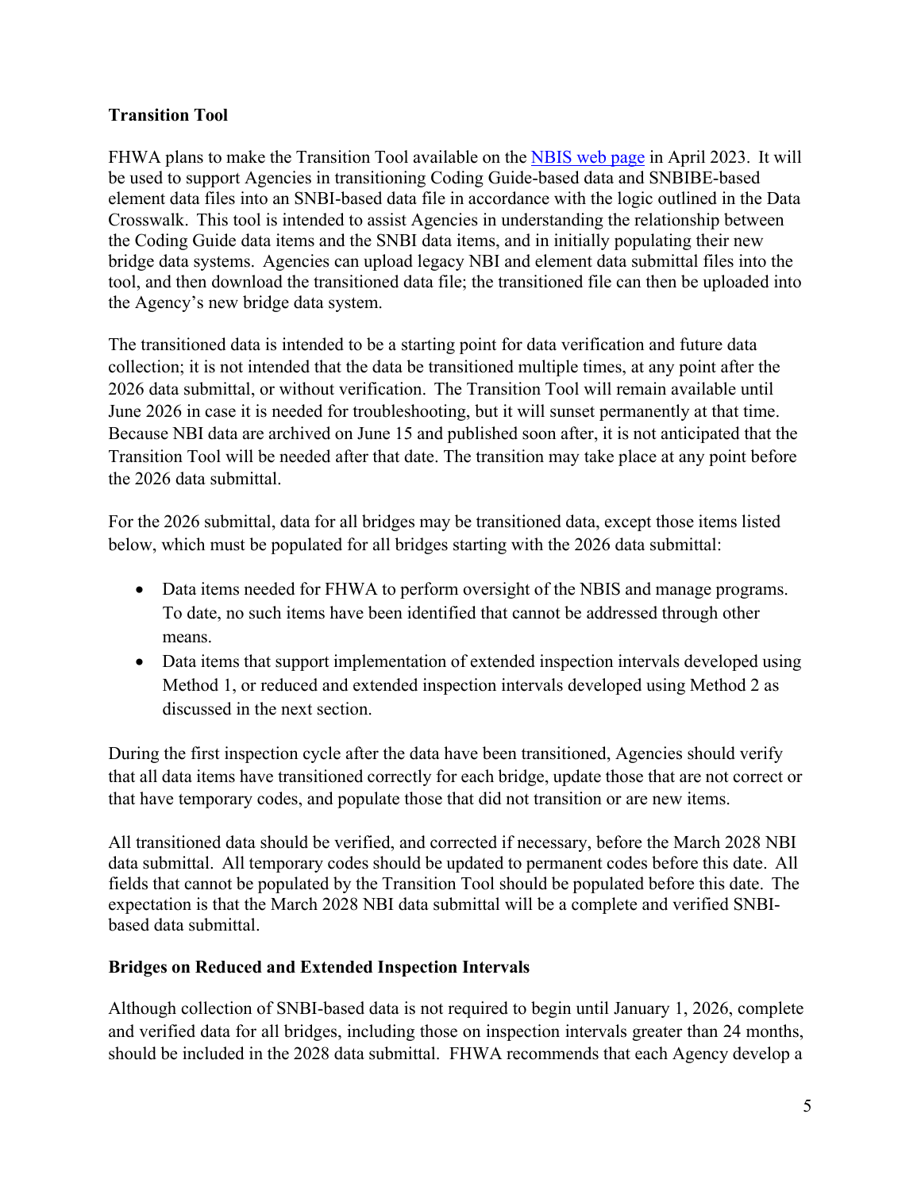**Transition Tool**

FHWA plans to make the Transition Tool available on the [NBIS web page] in April 2023. It will be used to support Agencies in transitioning Coding Guide-based data and SNBIBE-based element data files into an SNBI-based data file in accordance with the logic outlined in the Data Crosswalk. This tool is intended to assist Agencies in understanding the relationship between the Coding Guide data items and the SNBI data items, and in initially populating their new bridge data systems. Agencies can upload legacy NBI and element data submittal files into the tool, and then download the transitioned data file; the transitioned file can then be uploaded into the Agency's new bridge data system.

The transitioned data is intended to be a starting point for data verification and future data collection; it is not intended that the data be transitioned multiple times, at any point after the 2026 data submittal, or without verification. The Transition Tool will remain available until June 2026 in case it is needed for troubleshooting, but it will sunset permanently at that time. Because NBI data are archived on June 15 and published soon after, it is not anticipated that the Transition Tool will be needed after that date. The transition may take place at any point before the 2026 data submittal.

For the 2026 submittal, data for all bridges may be transitioned data, except those items listed below, which must be populated for all bridges starting with the 2026 data submittal:

- Data items needed for FHWA to perform oversight of the NBIS and manage programs. To date, no such items have been identified that cannot be addressed through other means.
- Data items that support implementation of extended inspection intervals developed using Method 1, or reduced and extended inspection intervals developed using Method 2 as discussed in the next section.

During the first inspection cycle after the data have been transitioned, Agencies should verify that all data items have transitioned correctly for each bridge, update those that are not correct or that have temporary codes, and populate those that did not transition or are new items.

All transitioned data should be verified, and corrected if necessary, before the March 2028 NBI data submittal. All temporary codes should be updated to permanent codes before this date. All fields that cannot be populated by the Transition Tool should be populated before this date. The expectation is that the March 2028 NBI data submittal will be a complete and verified SNBI-based data submittal.

**Bridges on Reduced and Extended Inspection Intervals**

Although collection of SNBI-based data is not required to begin until January 1, 2026, complete and verified data for all bridges, including those on inspection intervals greater than 24 months, should be included in the 2028 data submittal. FHWA recommends that each Agency develop a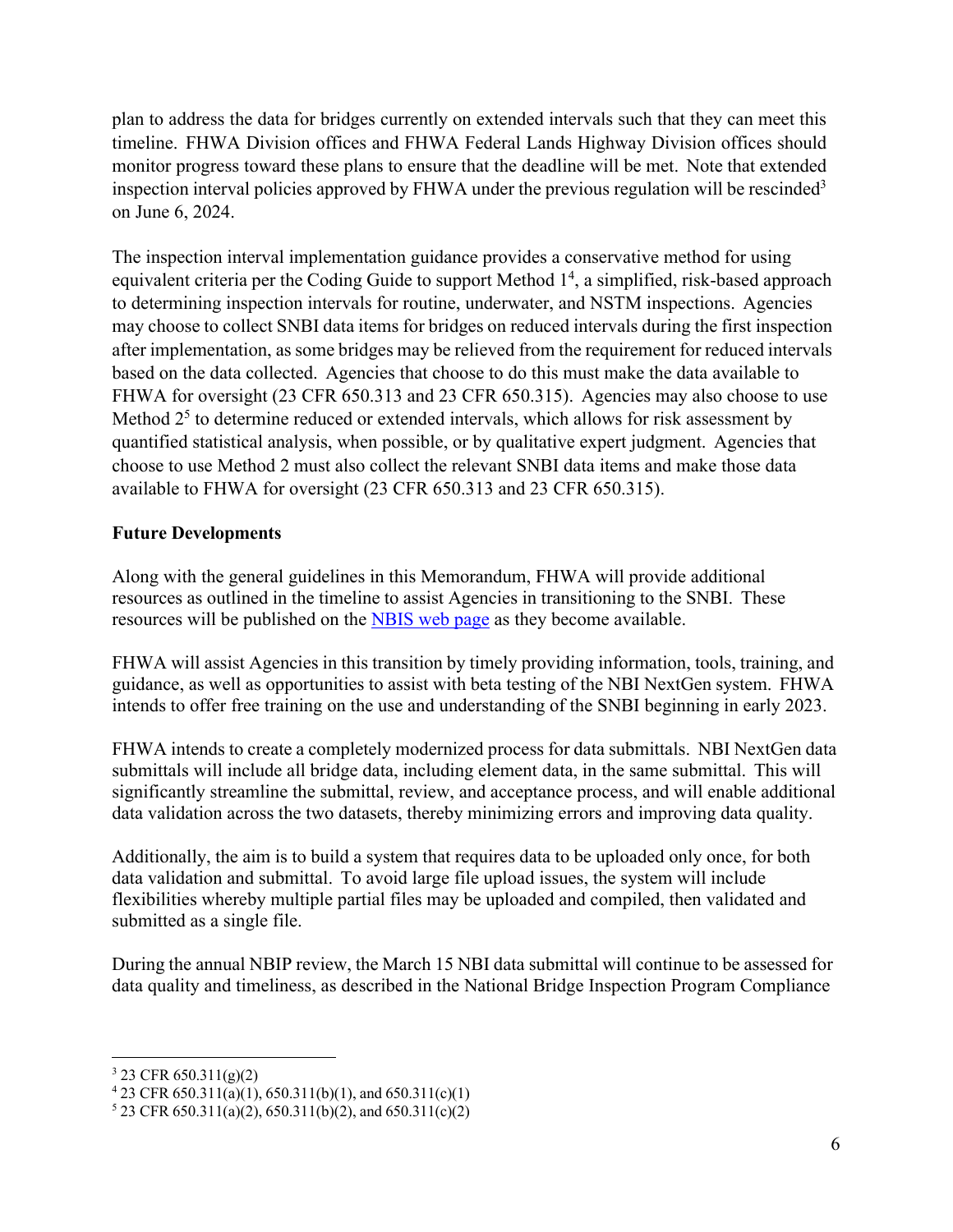plan to address the data for bridges currently on extended intervals such that they can meet this timeline. FHWA Division offices and FHWA Federal Lands Highway Division offices should monitor progress toward these plans to ensure that the deadline will be met. Note that extended inspection interval policies approved by FHWA under the previous regulation will be rescinded[3] on June 6, 2024.

The inspection interval implementation guidance provides a conservative method for using equivalent criteria per the Coding Guide to support Method 1[4], a simplified, risk-based approach to determining inspection intervals for routine, underwater, and NSTM inspections. Agencies may choose to collect SNBI data items for bridges on reduced intervals during the first inspection after implementation, as some bridges may be relieved from the requirement for reduced intervals based on the data collected. Agencies that choose to do this must make the data available to FHWA for oversight (23 CFR 650.313 and 23 CFR 650.315). Agencies may also choose to use Method 2[5] to determine reduced or extended intervals, which allows for risk assessment by quantified statistical analysis, when possible, or by qualitative expert judgment. Agencies that choose to use Method 2 must also collect the relevant SNBI data items and make those data available to FHWA for oversight (23 CFR 650.313 and 23 CFR 650.315).

**Future Developments**

Along with the general guidelines in this Memorandum, FHWA will provide additional resources as outlined in the timeline to assist Agencies in transitioning to the SNBI. These resources will be published on the NBIS web page as they become available.

FHWA will assist Agencies in this transition by timely providing information, tools, training, and guidance, as well as opportunities to assist with beta testing of the NBI NextGen system. FHWA intends to offer free training on the use and understanding of the SNBI beginning in early 2023.

FHWA intends to create a completely modernized process for data submittals. NBI NextGen data submittals will include all bridge data, including element data, in the same submittal. This will significantly streamline the submittal, review, and acceptance process, and will enable additional data validation across the two datasets, thereby minimizing errors and improving data quality.

Additionally, the aim is to build a system that requires data to be uploaded only once, for both data validation and submittal. To avoid large file upload issues, the system will include flexibilities whereby multiple partial files may be uploaded and compiled, then validated and submitted as a single file.

During the annual NBIP review, the March 15 NBI data submittal will continue to be assessed for data quality and timeliness, as described in the National Bridge Inspection Program Compliance

[3] 23 CFR 650.311(g)(2)

[4] 23 CFR 650.311(a)(1), 650.311(b)(1), and 650.311(c)(1)

[5] 23 CFR 650.311(a)(2), 650.311(b)(2), and 650.311(c)(2)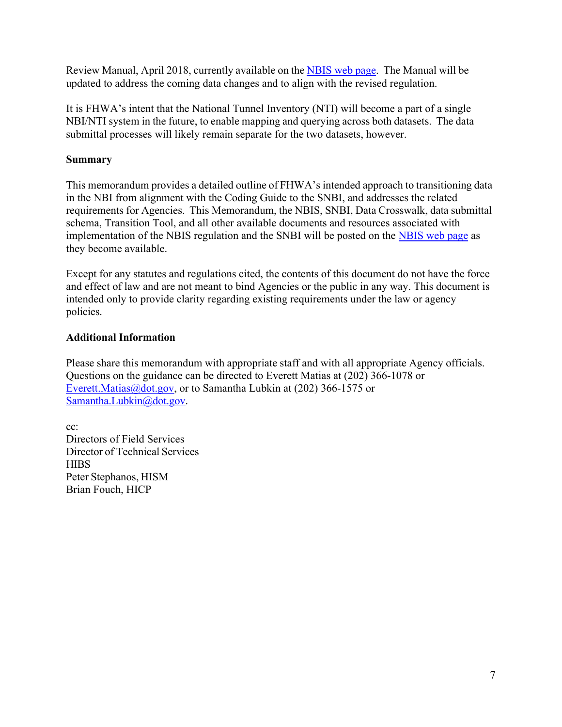Review Manual, April 2018, currently available on the NBIS web page. The Manual will be updated to address the coming data changes and to align with the revised regulation.

It is FHWA's intent that the National Tunnel Inventory (NTI) will become a part of a single NBI/NTI system in the future, to enable mapping and querying across both datasets. The data submittal processes will likely remain separate for the two datasets, however.

**Summary**

This memorandum provides a detailed outline of FHWA's intended approach to transitioning data in the NBI from alignment with the Coding Guide to the SNBI, and addresses the related requirements for Agencies. This Memorandum, the NBIS, SNBI, Data Crosswalk, data submittal schema, Transition Tool, and all other available documents and resources associated with implementation of the NBIS regulation and the SNBI will be posted on the NBIS web page as they become available.

Except for any statutes and regulations cited, the contents of this document do not have the force and effect of law and are not meant to bind Agencies or the public in any way. This document is intended only to provide clarity regarding existing requirements under the law or agency policies.

**Additional Information**

Please share this memorandum with appropriate staff and with all appropriate Agency officials. Questions on the guidance can be directed to Everett Matias at (202) 366-1078 or Everett.Matias@dot.gov, or to Samantha Lubkin at (202) 366-1575 or Samantha.Lubkin@dot.gov.

cc:
Directors of Field Services
Director of Technical Services
HIBS
Peter Stephanos, HISM
Brian Fouch, HICP